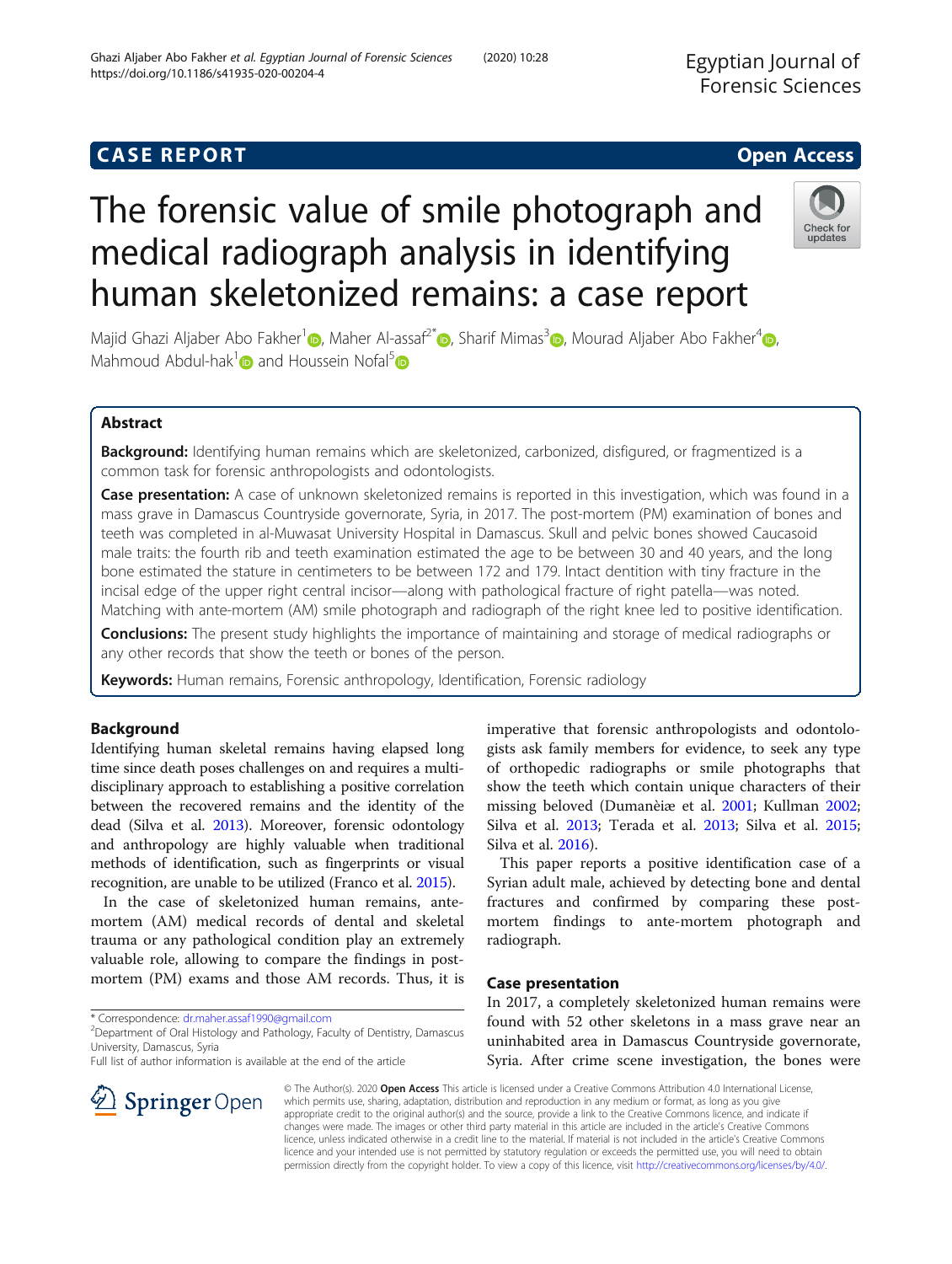CASE REPORT

Open Access

# The forensic value of smile photograph and medical radiograph analysis in identifying human skeletonized remains: a case report

Majid Ghazi Aljaber Abo Fakher[1], Maher Al-assaf[2*], Sharif Mimas[3], Mourad Aljaber Abo Fakher[4], Mahmoud Abdul-hak[1] and Houssein Nofal[5]

## Abstract

**Background:** Identifying human remains which are skeletonized, carbonized, disfigured, or fragmentized is a common task for forensic anthropologists and odontologists.

**Case presentation:** A case of unknown skeletonized remains is reported in this investigation, which was found in a mass grave in Damascus Countryside governorate, Syria, in 2017. The post-mortem (PM) examination of bones and teeth was completed in al-Muwasat University Hospital in Damascus. Skull and pelvic bones showed Caucasoid male traits: the fourth rib and teeth examination estimated the age to be between 30 and 40 years, and the long bone estimated the stature in centimeters to be between 172 and 179. Intact dentition with tiny fracture in the incisal edge of the upper right central incisor—along with pathological fracture of right patella—was noted. Matching with ante-mortem (AM) smile photograph and radiograph of the right knee led to positive identification.

**Conclusions:** The present study highlights the importance of maintaining and storage of medical radiographs or any other records that show the teeth or bones of the person.

**Keywords:** Human remains, Forensic anthropology, Identification, Forensic radiology

## Background

Identifying human skeletal remains having elapsed long time since death poses challenges on and requires a multidisciplinary approach to establishing a positive correlation between the recovered remains and the identity of the dead (Silva et al. 2013). Moreover, forensic odontology and anthropology are highly valuable when traditional methods of identification, such as fingerprints or visual recognition, are unable to be utilized (Franco et al. 2015).

In the case of skeletonized human remains, ante-mortem (AM) medical records of dental and skeletal trauma or any pathological condition play an extremely valuable role, allowing to compare the findings in post-mortem (PM) exams and those AM records. Thus, it is imperative that forensic anthropologists and odontologists ask family members for evidence, to seek any type of orthopedic radiographs or smile photographs that show the teeth which contain unique characters of their missing beloved (Dumanèiæ et al. 2001; Kullman 2002; Silva et al. 2013; Terada et al. 2013; Silva et al. 2015; Silva et al. 2016).

This paper reports a positive identification case of a Syrian adult male, achieved by detecting bone and dental fractures and confirmed by comparing these post-mortem findings to ante-mortem photograph and radiograph.

## Case presentation

In 2017, a completely skeletonized human remains were found with 52 other skeletons in a mass grave near an uninhabited area in Damascus Countryside governorate, Syria. After crime scene investigation, the bones were

* Correspondence: dr.maher.assaf1990@gmail.com
[2]Department of Oral Histology and Pathology, Faculty of Dentistry, Damascus University, Damascus, Syria
Full list of author information is available at the end of the article

© The Author(s). 2020 **Open Access** This article is licensed under a Creative Commons Attribution 4.0 International License, which permits use, sharing, adaptation, distribution and reproduction in any medium or format, as long as you give appropriate credit to the original author(s) and the source, provide a link to the Creative Commons licence, and indicate if changes were made. The images or other third party material in this article are included in the article's Creative Commons licence, unless indicated otherwise in a credit line to the material. If material is not included in the article's Creative Commons licence and your intended use is not permitted by statutory regulation or exceeds the permitted use, you will need to obtain permission directly from the copyright holder. To view a copy of this licence, visit http://creativecommons.org/licenses/by/4.0/.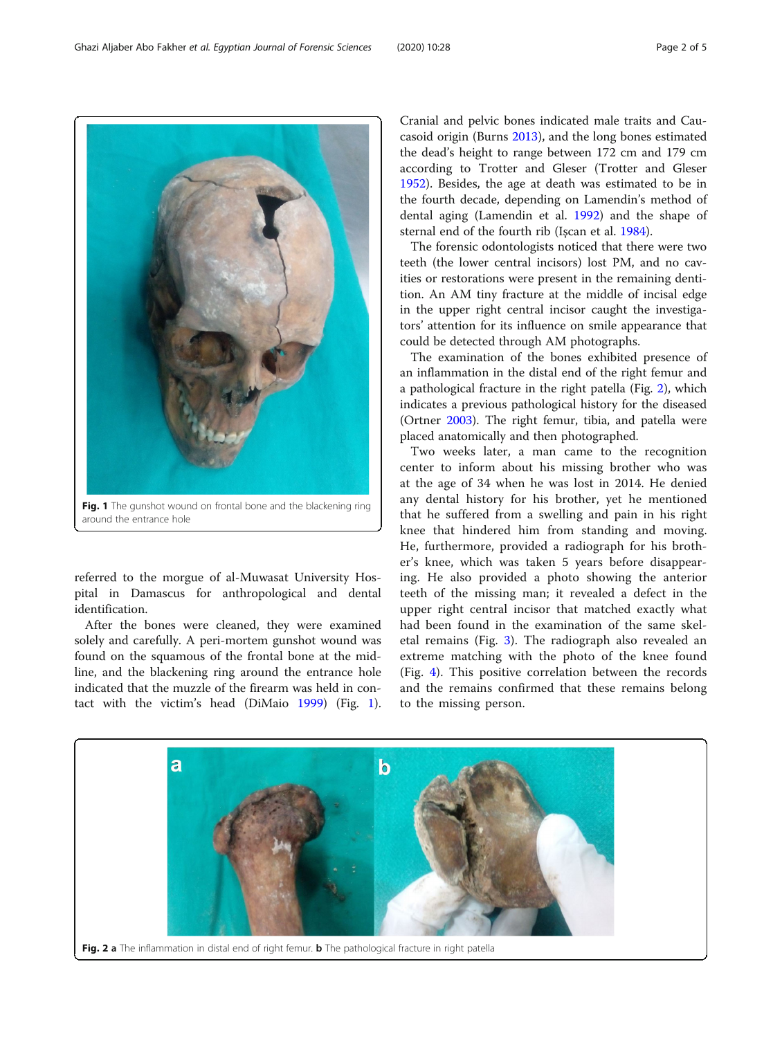Fig. 1 The gunshot wound on frontal bone and the blackening ring around the entrance hole

referred to the morgue of al-Muwasat University Hospital in Damascus for anthropological and dental identification.

After the bones were cleaned, they were examined solely and carefully. A peri-mortem gunshot wound was found on the squamous of the frontal bone at the midline, and the blackening ring around the entrance hole indicated that the muzzle of the firearm was held in contact with the victim's head (DiMaio 1999) (Fig. 1). Cranial and pelvic bones indicated male traits and Caucasoid origin (Burns 2013), and the long bones estimated the dead's height to range between 172 cm and 179 cm according to Trotter and Gleser (Trotter and Gleser 1952). Besides, the age at death was estimated to be in the fourth decade, depending on Lamendin's method of dental aging (Lamendin et al. 1992) and the shape of sternal end of the fourth rib (Işcan et al. 1984).

The forensic odontologists noticed that there were two teeth (the lower central incisors) lost PM, and no cavities or restorations were present in the remaining dentition. An AM tiny fracture at the middle of incisal edge in the upper right central incisor caught the investigators' attention for its influence on smile appearance that could be detected through AM photographs.

The examination of the bones exhibited presence of an inflammation in the distal end of the right femur and a pathological fracture in the right patella (Fig. 2), which indicates a previous pathological history for the diseased (Ortner 2003). The right femur, tibia, and patella were placed anatomically and then photographed.

Two weeks later, a man came to the recognition center to inform about his missing brother who was at the age of 34 when he was lost in 2014. He denied any dental history for his brother, yet he mentioned that he suffered from a swelling and pain in his right knee that hindered him from standing and moving. He, furthermore, provided a radiograph for his brother's knee, which was taken 5 years before disappearing. He also provided a photo showing the anterior teeth of the missing man; it revealed a defect in the upper right central incisor that matched exactly what had been found in the examination of the same skeletal remains (Fig. 3). The radiograph also revealed an extreme matching with the photo of the knee found (Fig. 4). This positive correlation between the records and the remains confirmed that these remains belong to the missing person.

Fig. 2 **a** The inflammation in distal end of right femur. **b** The pathological fracture in right patella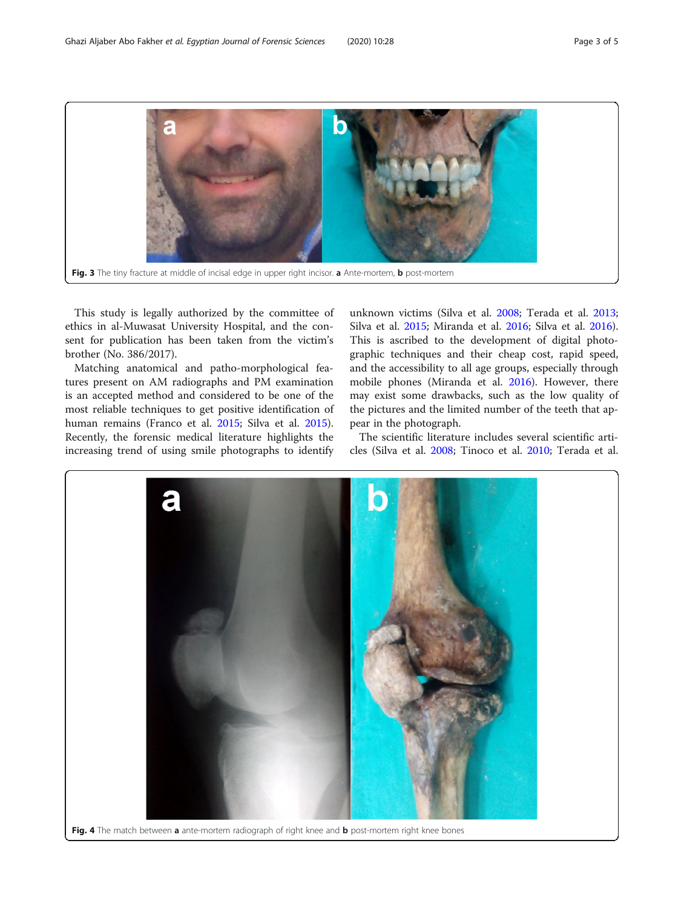Fig. 3 The tiny fracture at middle of incisal edge in upper right incisor. **a** Ante-mortem, **b** post-mortem

This study is legally authorized by the committee of ethics in al-Muwasat University Hospital, and the consent for publication has been taken from the victim's brother (No. 386/2017).

Matching anatomical and patho-morphological features present on AM radiographs and PM examination is an accepted method and considered to be one of the most reliable techniques to get positive identification of human remains (Franco et al. 2015; Silva et al. 2015). Recently, the forensic medical literature highlights the increasing trend of using smile photographs to identify unknown victims (Silva et al. 2008; Terada et al. 2013; Silva et al. 2015; Miranda et al. 2016; Silva et al. 2016). This is ascribed to the development of digital photographic techniques and their cheap cost, rapid speed, and the accessibility to all age groups, especially through mobile phones (Miranda et al. 2016). However, there may exist some drawbacks, such as the low quality of the pictures and the limited number of the teeth that appear in the photograph.

The scientific literature includes several scientific articles (Silva et al. 2008; Tinoco et al. 2010; Terada et al.

Fig. 4 The match between **a** ante-mortem radiograph of right knee and **b** post-mortem right knee bones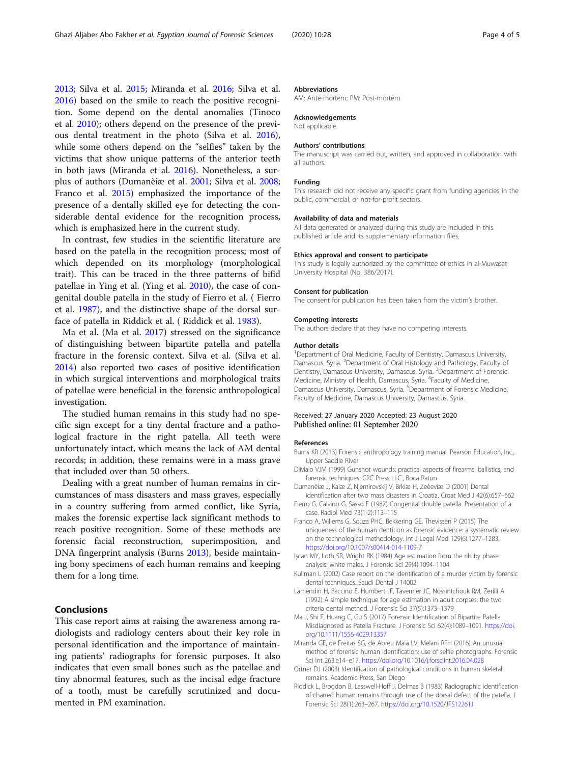2013; Silva et al. 2015; Miranda et al. 2016; Silva et al. 2016) based on the smile to reach the positive recognition. Some depend on the dental anomalies (Tinoco et al. 2010); others depend on the presence of the previous dental treatment in the photo (Silva et al. 2016), while some others depend on the "selfies" taken by the victims that show unique patterns of the anterior teeth in both jaws (Miranda et al. 2016). Nonetheless, a surplus of authors (Dumanèiæ et al. 2001; Silva et al. 2008; Franco et al. 2015) emphasized the importance of the presence of a dentally skilled eye for detecting the considerable dental evidence for the recognition process, which is emphasized here in the current study.

In contrast, few studies in the scientific literature are based on the patella in the recognition process; most of which depended on its morphology (morphological trait). This can be traced in the three patterns of bifid patellae in Ying et al. (Ying et al. 2010), the case of congenital double patella in the study of Fierro et al. ( Fierro et al. 1987), and the distinctive shape of the dorsal surface of patella in Riddick et al. ( Riddick et al. 1983).

Ma et al. (Ma et al. 2017) stressed on the significance of distinguishing between bipartite patella and patella fracture in the forensic context. Silva et al. (Silva et al. 2014) also reported two cases of positive identification in which surgical interventions and morphological traits of patellae were beneficial in the forensic anthropological investigation.

The studied human remains in this study had no specific sign except for a tiny dental fracture and a pathological fracture in the right patella. All teeth were unfortunately intact, which means the lack of AM dental records; in addition, these remains were in a mass grave that included over than 50 others.

Dealing with a great number of human remains in circumstances of mass disasters and mass graves, especially in a country suffering from armed conflict, like Syria, makes the forensic expertise lack significant methods to reach positive recognition. Some of these methods are forensic facial reconstruction, superimposition, and DNA fingerprint analysis (Burns 2013), beside maintaining bony specimens of each human remains and keeping them for a long time.

## Conclusions

This case report aims at raising the awareness among radiologists and radiology centers about their key role in personal identification and the importance of maintaining patients' radiographs for forensic purposes. It also indicates that even small bones such as the patellae and tiny abnormal features, such as the incisal edge fracture of a tooth, must be carefully scrutinized and documented in PM examination.

#### Abbreviations

AM: Ante-mortem; PM: Post-mortem

#### Acknowledgements

Not applicable.

#### Authors' contributions

The manuscript was carried out, written, and approved in collaboration with all authors.

#### Funding

This research did not receive any specific grant from funding agencies in the public, commercial, or not-for-profit sectors.

#### Availability of data and materials

All data generated or analyzed during this study are included in this published article and its supplementary information files.

#### Ethics approval and consent to participate

This study is legally authorized by the committee of ethics in al-Muwasat University Hospital (No. 386/2017).

#### Consent for publication

The consent for publication has been taken from the victim's brother.

#### Competing interests

The authors declare that they have no competing interests.

#### Author details

[1]Department of Oral Medicine, Faculty of Dentistry, Damascus University, Damascus, Syria. [2]Department of Oral Histology and Pathology, Faculty of Dentistry, Damascus University, Damascus, Syria. [3]Department of Forensic Medicine, Ministry of Health, Damascus, Syria. [4]Faculty of Medicine, Damascus University, Damascus, Syria. [5]Department of Forensic Medicine, Faculty of Medicine, Damascus University, Damascus, Syria.

Received: 27 January 2020 Accepted: 23 August 2020
Published online: 01 September 2020

#### References

Burns KR (2013) Forensic anthropology training manual. Pearson Education, Inc., Upper Saddle River

DiMaio VJM (1999) Gunshot wounds: practical aspects of firearms, ballistics, and forensic techniques. CRC Press LLC., Boca Raton

Dumanèiæ J, Kaiæ Z, Njemirovskij V, Brkiæ H, Zeèeviæ D (2001) Dental identification after two mass disasters in Croatia. Croat Med J 42(6):657–662

Fierro G, Calvino G, Sasso F (1987) Congenital double patella. Presentation of a case. Radiol Med 73(1-2):113–115

Franco A, Willems G, Souza PHC, Bekkering GE, Thevissen P (2015) The uniqueness of the human dentition as forensic evidence: a systematic review on the technological methodology. Int J Legal Med 129(6):1277–1283. https://doi.org/10.1007/s00414-014-1109-7

Işcan MY, Loth SR, Wright RK (1984) Age estimation from the rib by phase analysis: white males. J Forensic Sci 29(4):1094–1104

Kullman L (2002) Case report on the identification of a murder victim by forensic dental techniques. Saudi Dental J 14002

Lamendin H, Baccino E, Humbert JF, Tavernier JC, Nossintchouk RM, Zerilli A (1992) A simple technique for age estimation in adult corpses: the two criteria dental method. J Forensic Sci 37(5):1373–1379

Ma J, Shi F, Huang C, Gu S (2017) Forensic Identification of Bipartite Patella Misdiagnosed as Patella Fracture. J Forensic Sci 62(4):1089–1091. https://doi.org/10.1111/1556-4029.13357

Miranda GE, de Freitas SG, de Abreu Maia LV, Melani RFH (2016) An unusual method of forensic human identification: use of selfie photographs. Forensic Sci Int 263:e14–e17. https://doi.org/10.1016/j.forsciint.2016.04.028

Ortner DJ (2003) Identification of pathological conditions in human skeletal remains. Academic Press, San Diego

Riddick L, Brogdon B, Lasswell-Hoff J, Delmas B (1983) Radiographic identification of charred human remains through use of the dorsal defect of the patella. J Forensic Sci 28(1):263–267. https://doi.org/10.1520/JFS12261J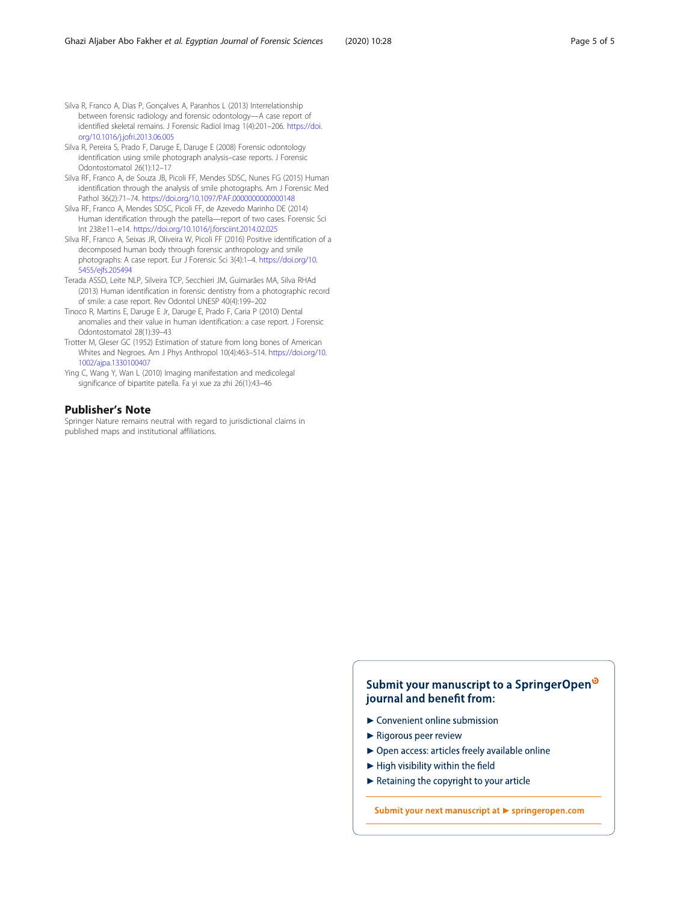Silva R, Franco A, Dias P, Gonçalves A, Paranhos L (2013) Interrelationship between forensic radiology and forensic odontology—A case report of identified skeletal remains. J Forensic Radiol Imag 1(4):201–206. https://doi.org/10.1016/j.jofri.2013.06.005

Silva R, Pereira S, Prado F, Daruge E, Daruge E (2008) Forensic odontology identification using smile photograph analysis–case reports. J Forensic Odontostomatol 26(1):12–17

Silva RF, Franco A, de Souza JB, Picoli FF, Mendes SDSC, Nunes FG (2015) Human identification through the analysis of smile photographs. Am J Forensic Med Pathol 36(2):71–74. https://doi.org/10.1097/PAF.0000000000000148

Silva RF, Franco A, Mendes SDSC, Picoli FF, de Azevedo Marinho DE (2014) Human identification through the patella—report of two cases. Forensic Sci Int 238:e11–e14. https://doi.org/10.1016/j.forsciint.2014.02.025

Silva RF, Franco A, Seixas JR, Oliveira W, Picoli FF (2016) Positive identification of a decomposed human body through forensic anthropology and smile photographs: A case report. Eur J Forensic Sci 3(4):1–4. https://doi.org/10.5455/ejfs.205494

Terada ASSD, Leite NLP, Silveira TCP, Secchieri JM, Guimarães MA, Silva RHAd (2013) Human identification in forensic dentistry from a photographic record of smile: a case report. Rev Odontol UNESP 40(4):199–202

Tinoco R, Martins E, Daruge E Jr, Daruge E, Prado F, Caria P (2010) Dental anomalies and their value in human identification: a case report. J Forensic Odontostomatol 28(1):39–43

Trotter M, Gleser GC (1952) Estimation of stature from long bones of American Whites and Negroes. Am J Phys Anthropol 10(4):463–514. https://doi.org/10.1002/ajpa.1330100407

Ying C, Wang Y, Wan L (2010) Imaging manifestation and medicolegal significance of bipartite patella. Fa yi xue za zhi 26(1):43–46

## Publisher's Note

Springer Nature remains neutral with regard to jurisdictional claims in published maps and institutional affiliations.

**Submit your manuscript to a SpringerOpen journal and benefit from:**

- ► Convenient online submission
- ► Rigorous peer review
- ► Open access: articles freely available online
- ► High visibility within the field
- ► Retaining the copyright to your article

**Submit your next manuscript at ► springeropen.com**